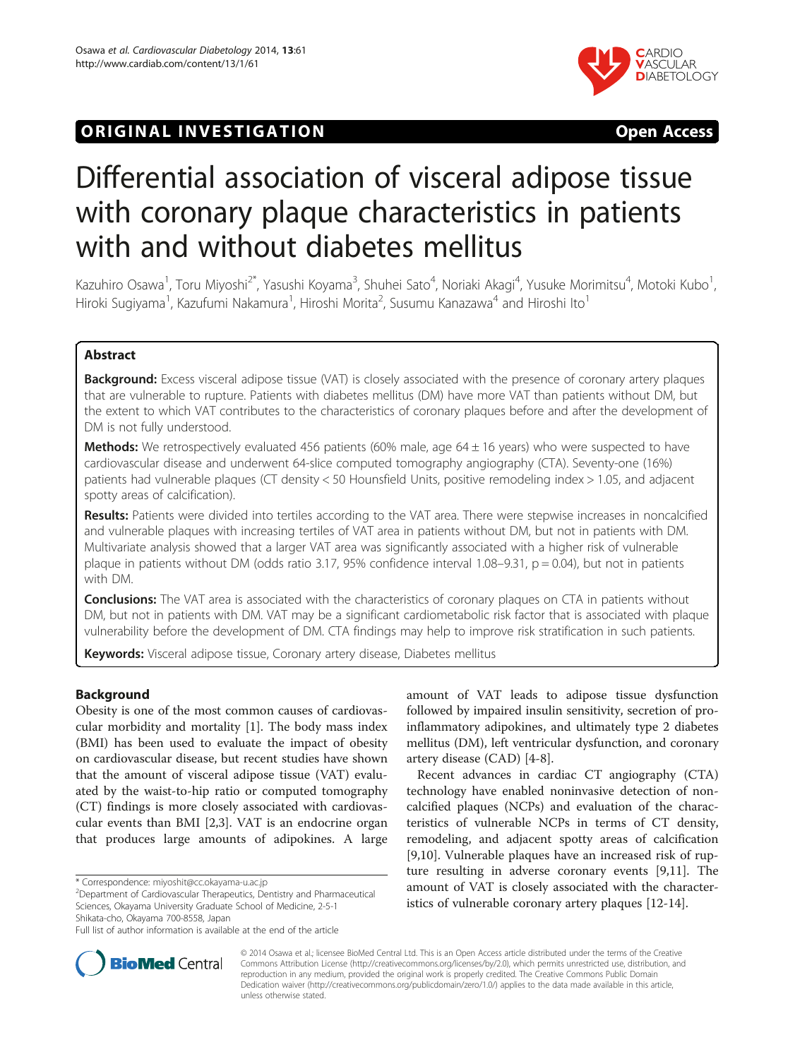ORIGINAL INVESTIGATION **Open Access**

# Differential association of visceral adipose tissue with coronary plaque characteristics in patients with and without diabetes mellitus

Kazuhiro Osawa[1], Toru Miyoshi[2*], Yasushi Koyama[3], Shuhei Sato[4], Noriaki Akagi[4], Yusuke Morimitsu[4], Motoki Kubo[1], Hiroki Sugiyama[1], Kazufumi Nakamura[1], Hiroshi Morita[2], Susumu Kanazawa[4] and Hiroshi Ito[1]

## Abstract

**Background:** Excess visceral adipose tissue (VAT) is closely associated with the presence of coronary artery plaques that are vulnerable to rupture. Patients with diabetes mellitus (DM) have more VAT than patients without DM, but the extent to which VAT contributes to the characteristics of coronary plaques before and after the development of DM is not fully understood.

**Methods:** We retrospectively evaluated 456 patients (60% male, age 64 ± 16 years) who were suspected to have cardiovascular disease and underwent 64-slice computed tomography angiography (CTA). Seventy-one (16%) patients had vulnerable plaques (CT density < 50 Hounsfield Units, positive remodeling index > 1.05, and adjacent spotty areas of calcification).

**Results:** Patients were divided into tertiles according to the VAT area. There were stepwise increases in noncalcified and vulnerable plaques with increasing tertiles of VAT area in patients without DM, but not in patients with DM. Multivariate analysis showed that a larger VAT area was significantly associated with a higher risk of vulnerable plaque in patients without DM (odds ratio 3.17, 95% confidence interval 1.08–9.31, p = 0.04), but not in patients with DM.

**Conclusions:** The VAT area is associated with the characteristics of coronary plaques on CTA in patients without DM, but not in patients with DM. VAT may be a significant cardiometabolic risk factor that is associated with plaque vulnerability before the development of DM. CTA findings may help to improve risk stratification in such patients.

**Keywords:** Visceral adipose tissue, Coronary artery disease, Diabetes mellitus

## Background

Obesity is one of the most common causes of cardiovascular morbidity and mortality [1]. The body mass index (BMI) has been used to evaluate the impact of obesity on cardiovascular disease, but recent studies have shown that the amount of visceral adipose tissue (VAT) evaluated by the waist-to-hip ratio or computed tomography (CT) findings is more closely associated with cardiovascular events than BMI [2,3]. VAT is an endocrine organ that produces large amounts of adipokines. A large amount of VAT leads to adipose tissue dysfunction followed by impaired insulin sensitivity, secretion of pro-inflammatory adipokines, and ultimately type 2 diabetes mellitus (DM), left ventricular dysfunction, and coronary artery disease (CAD) [4-8].

Recent advances in cardiac CT angiography (CTA) technology have enabled noninvasive detection of noncalcified plaques (NCPs) and evaluation of the characteristics of vulnerable NCPs in terms of CT density, remodeling, and adjacent spotty areas of calcification [9,10]. Vulnerable plaques have an increased risk of rupture resulting in adverse coronary events [9,11]. The amount of VAT is closely associated with the characteristics of vulnerable coronary artery plaques [12-14].

\* Correspondence: miyoshit@cc.okayama-u.ac.jp
[2]Department of Cardiovascular Therapeutics, Dentistry and Pharmaceutical Sciences, Okayama University Graduate School of Medicine, 2-5-1 Shikata-cho, Okayama 700-8558, Japan
Full list of author information is available at the end of the article

© 2014 Osawa et al.; licensee BioMed Central Ltd. This is an Open Access article distributed under the terms of the Creative Commons Attribution License (http://creativecommons.org/licenses/by/2.0), which permits unrestricted use, distribution, and reproduction in any medium, provided the original work is properly credited. The Creative Commons Public Domain Dedication waiver (http://creativecommons.org/publicdomain/zero/1.0/) applies to the data made available in this article, unless otherwise stated.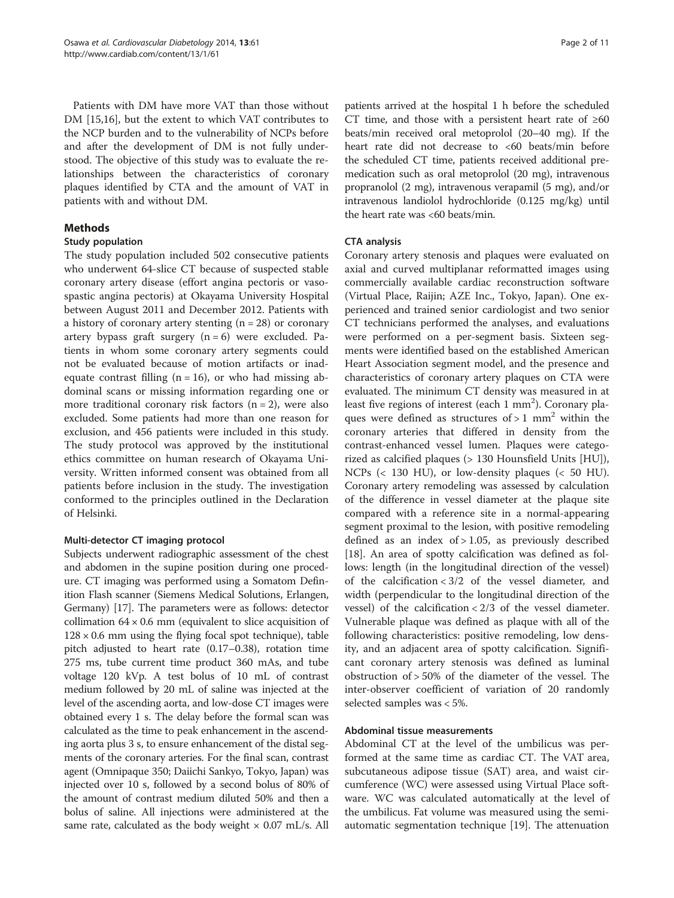Patients with DM have more VAT than those without DM [15,16], but the extent to which VAT contributes to the NCP burden and to the vulnerability of NCPs before and after the development of DM is not fully understood. The objective of this study was to evaluate the relationships between the characteristics of coronary plaques identified by CTA and the amount of VAT in patients with and without DM.

## Methods

### Study population

The study population included 502 consecutive patients who underwent 64-slice CT because of suspected stable coronary artery disease (effort angina pectoris or vasospastic angina pectoris) at Okayama University Hospital between August 2011 and December 2012. Patients with a history of coronary artery stenting (n = 28) or coronary artery bypass graft surgery (n = 6) were excluded. Patients in whom some coronary artery segments could not be evaluated because of motion artifacts or inadequate contrast filling (n = 16), or who had missing abdominal scans or missing information regarding one or more traditional coronary risk factors (n = 2), were also excluded. Some patients had more than one reason for exclusion, and 456 patients were included in this study. The study protocol was approved by the institutional ethics committee on human research of Okayama University. Written informed consent was obtained from all patients before inclusion in the study. The investigation conformed to the principles outlined in the Declaration of Helsinki.

### Multi-detector CT imaging protocol

Subjects underwent radiographic assessment of the chest and abdomen in the supine position during one procedure. CT imaging was performed using a Somatom Definition Flash scanner (Siemens Medical Solutions, Erlangen, Germany) [17]. The parameters were as follows: detector collimation 64 × 0.6 mm (equivalent to slice acquisition of 128 × 0.6 mm using the flying focal spot technique), table pitch adjusted to heart rate (0.17–0.38), rotation time 275 ms, tube current time product 360 mAs, and tube voltage 120 kVp. A test bolus of 10 mL of contrast medium followed by 20 mL of saline was injected at the level of the ascending aorta, and low-dose CT images were obtained every 1 s. The delay before the formal scan was calculated as the time to peak enhancement in the ascending aorta plus 3 s, to ensure enhancement of the distal segments of the coronary arteries. For the final scan, contrast agent (Omnipaque 350; Daiichi Sankyo, Tokyo, Japan) was injected over 10 s, followed by a second bolus of 80% of the amount of contrast medium diluted 50% and then a bolus of saline. All injections were administered at the same rate, calculated as the body weight × 0.07 mL/s. All patients arrived at the hospital 1 h before the scheduled CT time, and those with a persistent heart rate of ≥60 beats/min received oral metoprolol (20–40 mg). If the heart rate did not decrease to <60 beats/min before the scheduled CT time, patients received additional premedication such as oral metoprolol (20 mg), intravenous propranolol (2 mg), intravenous verapamil (5 mg), and/or intravenous landiolol hydrochloride (0.125 mg/kg) until the heart rate was <60 beats/min.

### CTA analysis

Coronary artery stenosis and plaques were evaluated on axial and curved multiplanar reformatted images using commercially available cardiac reconstruction software (Virtual Place, Raijin; AZE Inc., Tokyo, Japan). One experienced and trained senior cardiologist and two senior CT technicians performed the analyses, and evaluations were performed on a per-segment basis. Sixteen segments were identified based on the established American Heart Association segment model, and the presence and characteristics of coronary artery plaques on CTA were evaluated. The minimum CT density was measured in at least five regions of interest (each 1 $mm^2$). Coronary plaques were defined as structures of > 1 $mm^2$ within the coronary arteries that differed in density from the contrast-enhanced vessel lumen. Plaques were categorized as calcified plaques (> 130 Hounsfield Units [HU]), NCPs (< 130 HU), or low-density plaques (< 50 HU). Coronary artery remodeling was assessed by calculation of the difference in vessel diameter at the plaque site compared with a reference site in a normal-appearing segment proximal to the lesion, with positive remodeling defined as an index of > 1.05, as previously described [18]. An area of spotty calcification was defined as follows: length (in the longitudinal direction of the vessel) of the calcification < 3/2 of the vessel diameter, and width (perpendicular to the longitudinal direction of the vessel) of the calcification < 2/3 of the vessel diameter. Vulnerable plaque was defined as plaque with all of the following characteristics: positive remodeling, low density, and an adjacent area of spotty calcification. Significant coronary artery stenosis was defined as luminal obstruction of > 50% of the diameter of the vessel. The inter-observer coefficient of variation of 20 randomly selected samples was < 5%.

### Abdominal tissue measurements

Abdominal CT at the level of the umbilicus was performed at the same time as cardiac CT. The VAT area, subcutaneous adipose tissue (SAT) area, and waist circumference (WC) were assessed using Virtual Place software. WC was calculated automatically at the level of the umbilicus. Fat volume was measured using the semi-automatic segmentation technique [19]. The attenuation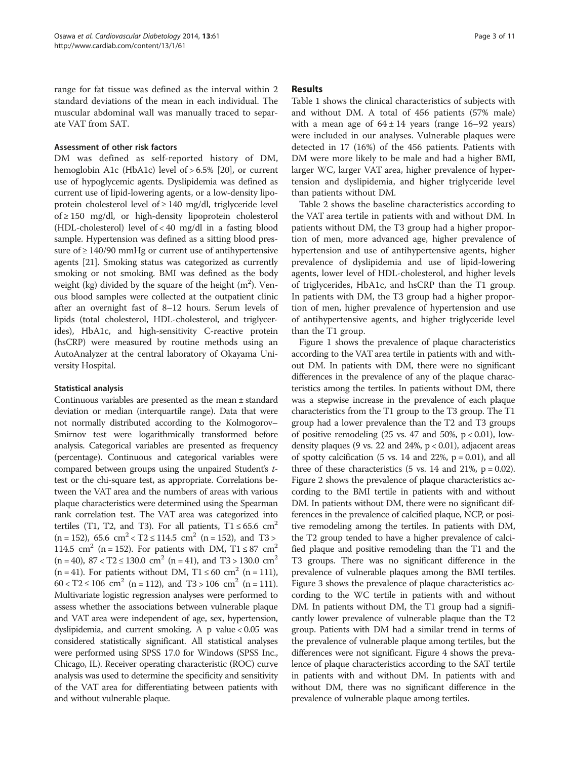range for fat tissue was defined as the interval within 2 standard deviations of the mean in each individual. The muscular abdominal wall was manually traced to separate VAT from SAT.

### Assessment of other risk factors

DM was defined as self-reported history of DM, hemoglobin A1c (HbA1c) level of > 6.5% [20], or current use of hypoglycemic agents. Dyslipidemia was defined as current use of lipid-lowering agents, or a low-density lipoprotein cholesterol level of ≥ 140 mg/dl, triglyceride level of ≥ 150 mg/dl, or high-density lipoprotein cholesterol (HDL-cholesterol) level of < 40 mg/dl in a fasting blood sample. Hypertension was defined as a sitting blood pressure of ≥ 140/90 mmHg or current use of antihypertensive agents [21]. Smoking status was categorized as currently smoking or not smoking. BMI was defined as the body weight (kg) divided by the square of the height ($m^2$). Venous blood samples were collected at the outpatient clinic after an overnight fast of 8–12 hours. Serum levels of lipids (total cholesterol, HDL-cholesterol, and triglycerides), HbA1c, and high-sensitivity C-reactive protein (hsCRP) were measured by routine methods using an AutoAnalyzer at the central laboratory of Okayama University Hospital.

### Statistical analysis

Continuous variables are presented as the mean ± standard deviation or median (interquartile range). Data that were not normally distributed according to the Kolmogorov–Smirnov test were logarithmically transformed before analysis. Categorical variables are presented as frequency (percentage). Continuous and categorical variables were compared between groups using the unpaired Student's *t*-test or the chi-square test, as appropriate. Correlations between the VAT area and the numbers of areas with various plaque characteristics were determined using the Spearman rank correlation test. The VAT area was categorized into tertiles (T1, T2, and T3). For all patients, T1 ≤ 65.6 $cm^2$ (n = 152), 65.6 $cm^2$ < T2 ≤ 114.5 $cm^2$ (n = 152), and T3 > 114.5 $cm^2$ (n = 152). For patients with DM, T1 ≤ 87 $cm^2$ (n = 40), 87 < T2 ≤ 130.0 $cm^2$ (n = 41), and T3 > 130.0 $cm^2$ (n = 41). For patients without DM, T1 ≤ 60 $cm^2$ (n = 111), 60 < T2 ≤ 106 $cm^2$ (n = 112), and T3 > 106 $cm^2$ (n = 111). Multivariate logistic regression analyses were performed to assess whether the associations between vulnerable plaque and VAT area were independent of age, sex, hypertension, dyslipidemia, and current smoking. A p value < 0.05 was considered statistically significant. All statistical analyses were performed using SPSS 17.0 for Windows (SPSS Inc., Chicago, IL). Receiver operating characteristic (ROC) curve analysis was used to determine the specificity and sensitivity of the VAT area for differentiating between patients with and without vulnerable plaque.

## Results

Table 1 shows the clinical characteristics of subjects with and without DM. A total of 456 patients (57% male) with a mean age of 64 ± 14 years (range 16–92 years) were included in our analyses. Vulnerable plaques were detected in 17 (16%) of the 456 patients. Patients with DM were more likely to be male and had a higher BMI, larger WC, larger VAT area, higher prevalence of hypertension and dyslipidemia, and higher triglyceride level than patients without DM.

Table 2 shows the baseline characteristics according to the VAT area tertile in patients with and without DM. In patients without DM, the T3 group had a higher proportion of men, more advanced age, higher prevalence of hypertension and use of antihypertensive agents, higher prevalence of dyslipidemia and use of lipid-lowering agents, lower level of HDL-cholesterol, and higher levels of triglycerides, HbA1c, and hsCRP than the T1 group. In patients with DM, the T3 group had a higher proportion of men, higher prevalence of hypertension and use of antihypertensive agents, and higher triglyceride level than the T1 group.

Figure 1 shows the prevalence of plaque characteristics according to the VAT area tertile in patients with and without DM. In patients with DM, there were no significant differences in the prevalence of any of the plaque characteristics among the tertiles. In patients without DM, there was a stepwise increase in the prevalence of each plaque characteristics from the T1 group to the T3 group. The T1 group had a lower prevalence than the T2 and T3 groups of positive remodeling (25 vs. 47 and 50%, p < 0.01), low-density plaques (9 vs. 22 and 24%, p < 0.01), adjacent areas of spotty calcification (5 vs. 14 and 22%, p = 0.01), and all three of these characteristics (5 vs. 14 and 21%, p = 0.02). Figure 2 shows the prevalence of plaque characteristics according to the BMI tertile in patients with and without DM. In patients without DM, there were no significant differences in the prevalence of calcified plaque, NCP, or positive remodeling among the tertiles. In patients with DM, the T2 group tended to have a higher prevalence of calcified plaque and positive remodeling than the T1 and the T3 groups. There was no significant difference in the prevalence of vulnerable plaques among the BMI tertiles. Figure 3 shows the prevalence of plaque characteristics according to the WC tertile in patients with and without DM. In patients without DM, the T1 group had a significantly lower prevalence of vulnerable plaque than the T2 group. Patients with DM had a similar trend in terms of the prevalence of vulnerable plaque among tertiles, but the differences were not significant. Figure 4 shows the prevalence of plaque characteristics according to the SAT tertile in patients with and without DM. In patients with and without DM, there was no significant difference in the prevalence of vulnerable plaque among tertiles.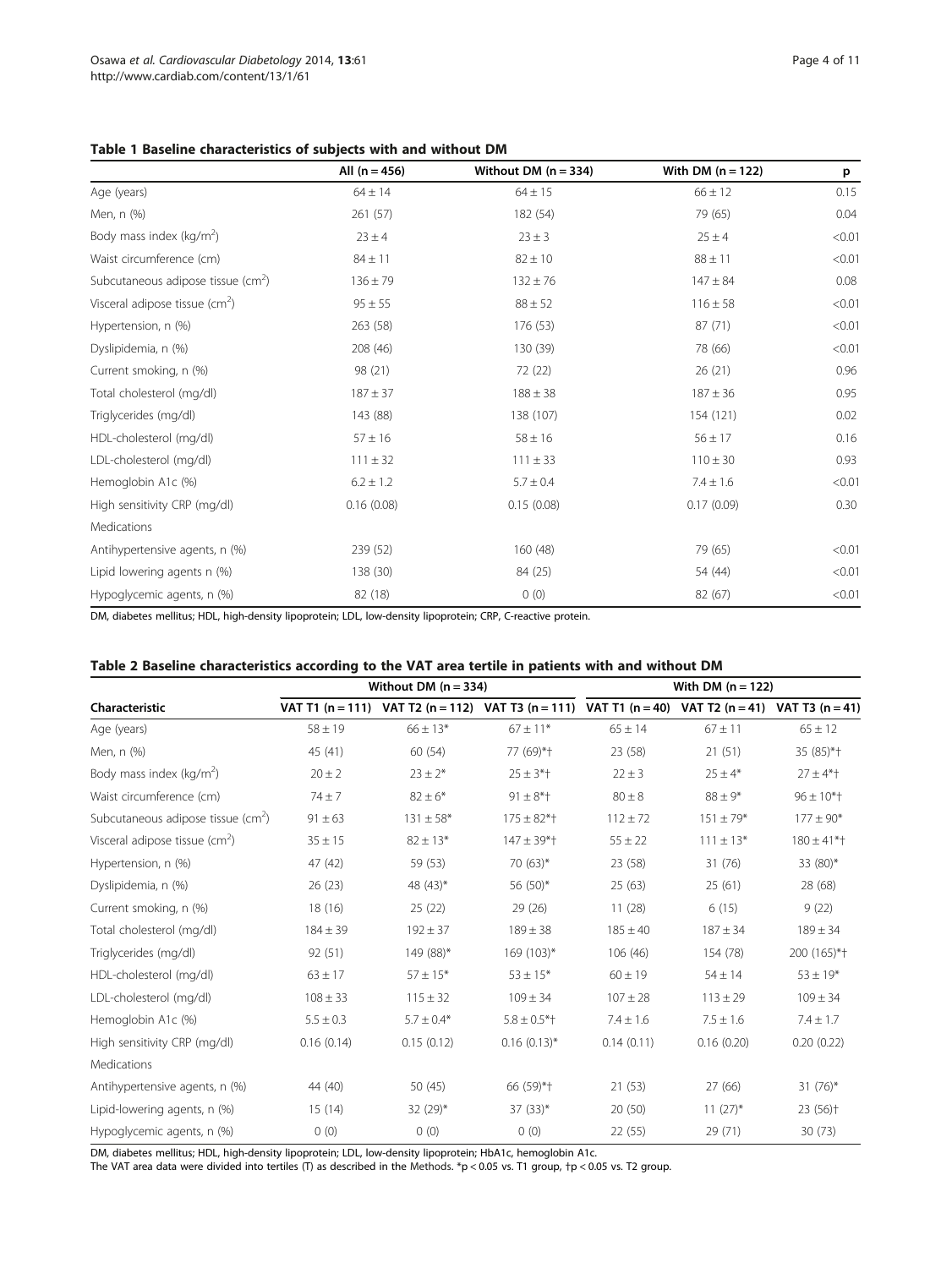**Table 1 Baseline characteristics of subjects with and without DM**

| | All (n = 456) | Without DM (n = 334) | With DM (n = 122) | p |
|---|---|---|---|---|
| Age (years) | 64 ± 14 | 64 ± 15 | 66 ± 12 | 0.15 |
| Men, n (%) | 261 (57) | 182 (54) | 79 (65) | 0.04 |
| Body mass index (kg/m$^2$) | 23 ± 4 | 23 ± 3 | 25 ± 4 | <0.01 |
| Waist circumference (cm) | 84 ± 11 | 82 ± 10 | 88 ± 11 | <0.01 |
| Subcutaneous adipose tissue (cm$^2$) | 136 ± 79 | 132 ± 76 | 147 ± 84 | 0.08 |
| Visceral adipose tissue (cm$^2$) | 95 ± 55 | 88 ± 52 | 116 ± 58 | <0.01 |
| Hypertension, n (%) | 263 (58) | 176 (53) | 87 (71) | <0.01 |
| Dyslipidemia, n (%) | 208 (46) | 130 (39) | 78 (66) | <0.01 |
| Current smoking, n (%) | 98 (21) | 72 (22) | 26 (21) | 0.96 |
| Total cholesterol (mg/dl) | 187 ± 37 | 188 ± 38 | 187 ± 36 | 0.95 |
| Triglycerides (mg/dl) | 143 (88) | 138 (107) | 154 (121) | 0.02 |
| HDL-cholesterol (mg/dl) | 57 ± 16 | 58 ± 16 | 56 ± 17 | 0.16 |
| LDL-cholesterol (mg/dl) | 111 ± 32 | 111 ± 33 | 110 ± 30 | 0.93 |
| Hemoglobin A1c (%) | 6.2 ± 1.2 | 5.7 ± 0.4 | 7.4 ± 1.6 | <0.01 |
| High sensitivity CRP (mg/dl) | 0.16 (0.08) | 0.15 (0.08) | 0.17 (0.09) | 0.30 |
| Medications | | | | |
| Antihypertensive agents, n (%) | 239 (52) | 160 (48) | 79 (65) | <0.01 |
| Lipid lowering agents n (%) | 138 (30) | 84 (25) | 54 (44) | <0.01 |
| Hypoglycemic agents, n (%) | 82 (18) | 0 (0) | 82 (67) | <0.01 |

DM, diabetes mellitus; HDL, high-density lipoprotein; LDL, low-density lipoprotein; CRP, C-reactive protein.

**Table 2 Baseline characteristics according to the VAT area tertile in patients with and without DM**

| | Without DM (n = 334) | | | With DM (n = 122) | | |
|---|---|---|---|---|---|---|
| Characteristic | VAT T1 (n = 111) | VAT T2 (n = 112) | VAT T3 (n = 111) | VAT T1 (n = 40) | VAT T2 (n = 41) | VAT T3 (n = 41) |
| Age (years) | 58 ± 19 | 66 ± 13* | 67 ± 11* | 65 ± 14 | 67 ± 11 | 65 ± 12 |
| Men, n (%) | 45 (41) | 60 (54) | 77 (69)*† | 23 (58) | 21 (51) | 35 (85)*† |
| Body mass index (kg/m$^2$) | 20 ± 2 | 23 ± 2* | 25 ± 3*† | 22 ± 3 | 25 ± 4* | 27 ± 4*† |
| Waist circumference (cm) | 74 ± 7 | 82 ± 6* | 91 ± 8*† | 80 ± 8 | 88 ± 9* | 96 ± 10*† |
| Subcutaneous adipose tissue (cm$^2$) | 91 ± 63 | 131 ± 58* | 175 ± 82*† | 112 ± 72 | 151 ± 79* | 177 ± 90* |
| Visceral adipose tissue (cm$^2$) | 35 ± 15 | 82 ± 13* | 147 ± 39*† | 55 ± 22 | 111 ± 13* | 180 ± 41*† |
| Hypertension, n (%) | 47 (42) | 59 (53) | 70 (63)* | 23 (58) | 31 (76) | 33 (80)* |
| Dyslipidemia, n (%) | 26 (23) | 48 (43)* | 56 (50)* | 25 (63) | 25 (61) | 28 (68) |
| Current smoking, n (%) | 18 (16) | 25 (22) | 29 (26) | 11 (28) | 6 (15) | 9 (22) |
| Total cholesterol (mg/dl) | 184 ± 39 | 192 ± 37 | 189 ± 38 | 185 ± 40 | 187 ± 34 | 189 ± 34 |
| Triglycerides (mg/dl) | 92 (51) | 149 (88)* | 169 (103)* | 106 (46) | 154 (78) | 200 (165)*† |
| HDL-cholesterol (mg/dl) | 63 ± 17 | 57 ± 15* | 53 ± 15* | 60 ± 19 | 54 ± 14 | 53 ± 19* |
| LDL-cholesterol (mg/dl) | 108 ± 33 | 115 ± 32 | 109 ± 34 | 107 ± 28 | 113 ± 29 | 109 ± 34 |
| Hemoglobin A1c (%) | 5.5 ± 0.3 | 5.7 ± 0.4* | 5.8 ± 0.5*† | 7.4 ± 1.6 | 7.5 ± 1.6 | 7.4 ± 1.7 |
| High sensitivity CRP (mg/dl) | 0.16 (0.14) | 0.15 (0.12) | 0.16 (0.13)* | 0.14 (0.11) | 0.16 (0.20) | 0.20 (0.22) |
| Medications | | | | | | |
| Antihypertensive agents, n (%) | 44 (40) | 50 (45) | 66 (59)*† | 21 (53) | 27 (66) | 31 (76)* |
| Lipid-lowering agents, n (%) | 15 (14) | 32 (29)* | 37 (33)* | 20 (50) | 11 (27)* | 23 (56)† |
| Hypoglycemic agents, n (%) | 0 (0) | 0 (0) | 0 (0) | 22 (55) | 29 (71) | 30 (73) |

DM, diabetes mellitus; HDL, high-density lipoprotein; LDL, low-density lipoprotein; HbA1c, hemoglobin A1c.
The VAT area data were divided into tertiles (T) as described in the Methods. *p < 0.05 vs. T1 group, †p < 0.05 vs. T2 group.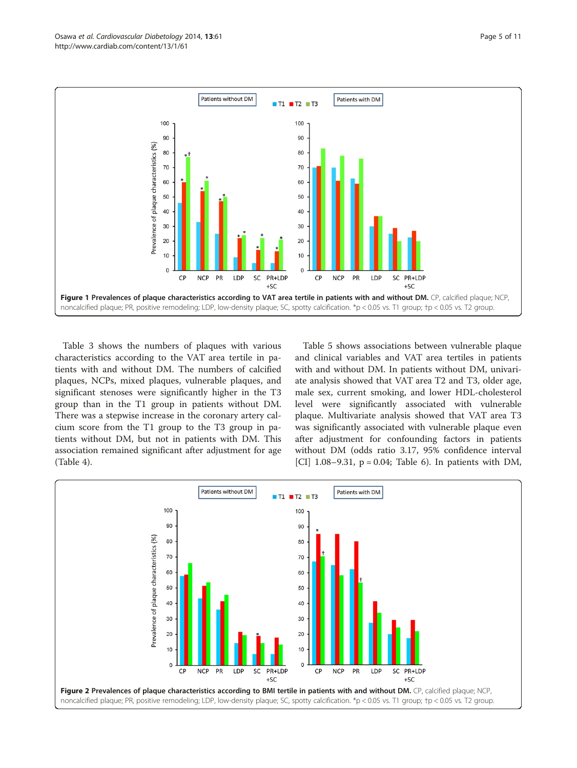**Figure 1 Prevalences of plaque characteristics according to VAT area tertile in patients with and without DM.** CP, calcified plaque; NCP, noncalcified plaque; PR, positive remodeling; LDP, low-density plaque; SC, spotty calcification. *p < 0.05 vs. T1 group; †p < 0.05 vs. T2 group.

Table 3 shows the numbers of plaques with various characteristics according to the VAT area tertile in patients with and without DM. The numbers of calcified plaques, NCPs, mixed plaques, vulnerable plaques, and significant stenoses were significantly higher in the T3 group than in the T1 group in patients without DM. There was a stepwise increase in the coronary artery calcium score from the T1 group to the T3 group in patients without DM, but not in patients with DM. This association remained significant after adjustment for age (Table 4).

Table 5 shows associations between vulnerable plaque and clinical variables and VAT area tertiles in patients with and without DM. In patients without DM, univariate analysis showed that VAT area T2 and T3, older age, male sex, current smoking, and lower HDL-cholesterol level were significantly associated with vulnerable plaque. Multivariate analysis showed that VAT area T3 was significantly associated with vulnerable plaque even after adjustment for confounding factors in patients without DM (odds ratio 3.17, 95% confidence interval [CI] 1.08–9.31, p = 0.04; Table 6). In patients with DM,

**Figure 2 Prevalences of plaque characteristics according to BMI tertile in patients with and without DM.** CP, calcified plaque; NCP, noncalcified plaque; PR, positive remodeling; LDP, low-density plaque; SC, spotty calcification. *p < 0.05 vs. T1 group; †p < 0.05 vs. T2 group.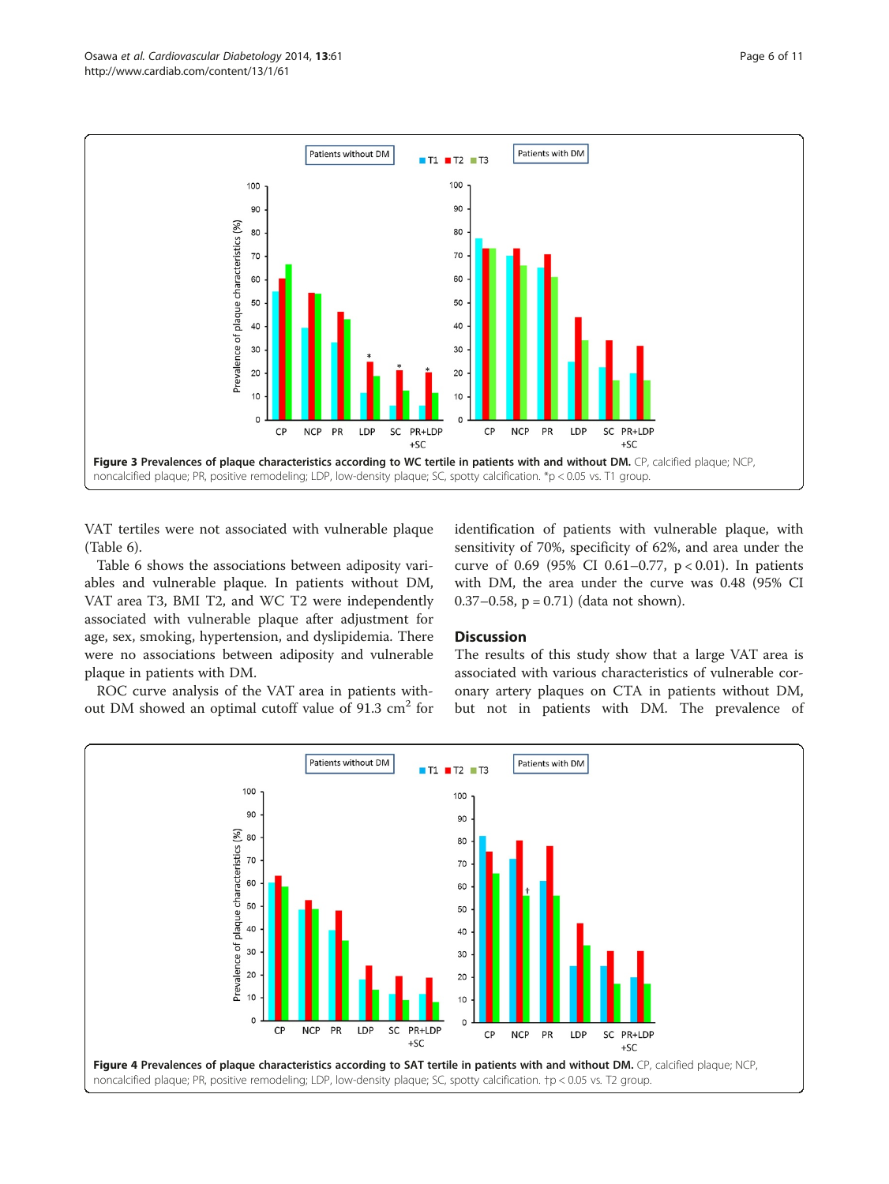**Figure 3 Prevalences of plaque characteristics according to WC tertile in patients with and without DM.** CP, calcified plaque; NCP, noncalcified plaque; PR, positive remodeling; LDP, low-density plaque; SC, spotty calcification. *p < 0.05 vs. T1 group.

VAT tertiles were not associated with vulnerable plaque (Table 6).

Table 6 shows the associations between adiposity variables and vulnerable plaque. In patients without DM, VAT area T3, BMI T2, and WC T2 were independently associated with vulnerable plaque after adjustment for age, sex, smoking, hypertension, and dyslipidemia. There were no associations between adiposity and vulnerable plaque in patients with DM.

ROC curve analysis of the VAT area in patients without DM showed an optimal cutoff value of 91.3 $cm^2$ for identification of patients with vulnerable plaque, with sensitivity of 70%, specificity of 62%, and area under the curve of 0.69 (95% CI 0.61–0.77, $p < 0.01$). In patients with DM, the area under the curve was 0.48 (95% CI 0.37–0.58, $p = 0.71$) (data not shown).

## Discussion

The results of this study show that a large VAT area is associated with various characteristics of vulnerable coronary artery plaques on CTA in patients without DM, but not in patients with DM. The prevalence of

**Figure 4 Prevalences of plaque characteristics according to SAT tertile in patients with and without DM.** CP, calcified plaque; NCP, noncalcified plaque; PR, positive remodeling; LDP, low-density plaque; SC, spotty calcification. †p < 0.05 vs. T2 group.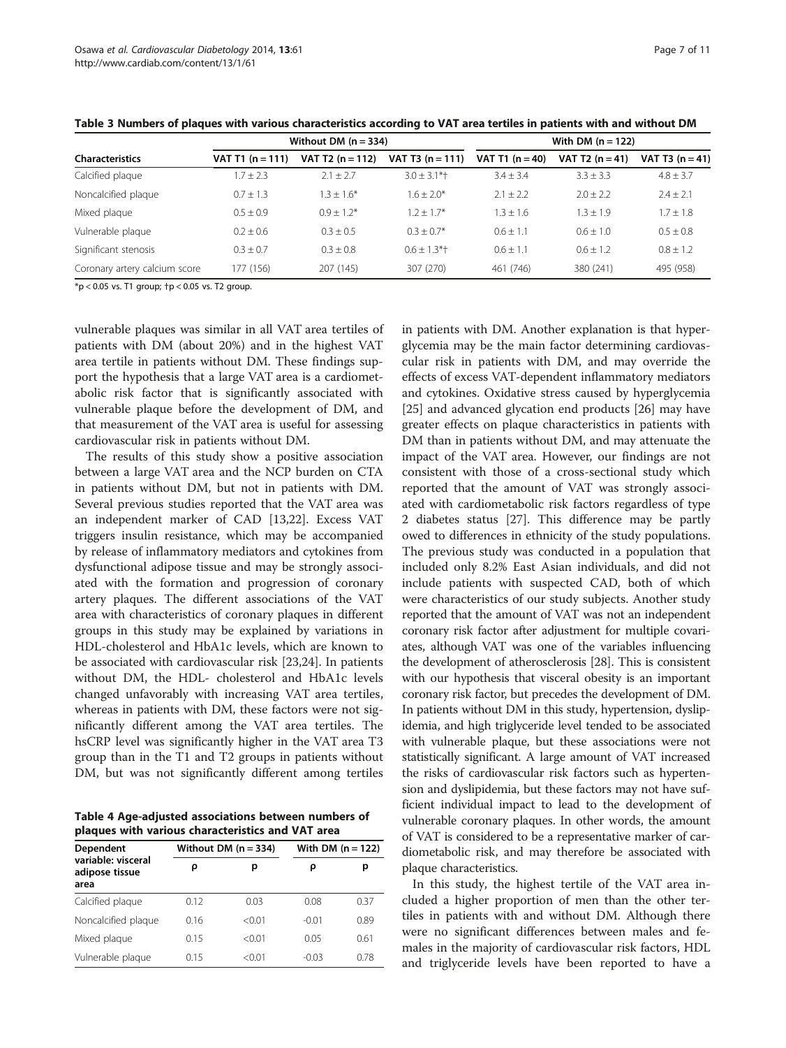**Table 3 Numbers of plaques with various characteristics according to VAT area tertiles in patients with and without DM**

| Characteristics | Without DM (n = 334) | | | With DM (n = 122) | | |
|---|---|---|---|---|---|---|
| | VAT T1 (n = 111) | VAT T2 (n = 112) | VAT T3 (n = 111) | VAT T1 (n = 40) | VAT T2 (n = 41) | VAT T3 (n = 41) |
| Calcified plaque | 1.7 ± 2.3 | 2.1 ± 2.7 | 3.0 ± 3.1*† | 3.4 ± 3.4 | 3.3 ± 3.3 | 4.8 ± 3.7 |
| Noncalcified plaque | 0.7 ± 1.3 | 1.3 ± 1.6* | 1.6 ± 2.0* | 2.1 ± 2.2 | 2.0 ± 2.2 | 2.4 ± 2.1 |
| Mixed plaque | 0.5 ± 0.9 | 0.9 ± 1.2* | 1.2 ± 1.7* | 1.3 ± 1.6 | 1.3 ± 1.9 | 1.7 ± 1.8 |
| Vulnerable plaque | 0.2 ± 0.6 | 0.3 ± 0.5 | 0.3 ± 0.7* | 0.6 ± 1.1 | 0.6 ± 1.0 | 0.5 ± 0.8 |
| Significant stenosis | 0.3 ± 0.7 | 0.3 ± 0.8 | 0.6 ± 1.3*† | 0.6 ± 1.1 | 0.6 ± 1.2 | 0.8 ± 1.2 |
| Coronary artery calcium score | 177 (156) | 207 (145) | 307 (270) | 461 (746) | 380 (241) | 495 (958) |

*p < 0.05 vs. T1 group; †p < 0.05 vs. T2 group.

vulnerable plaques was similar in all VAT area tertiles of patients with DM (about 20%) and in the highest VAT area tertile in patients without DM. These findings support the hypothesis that a large VAT area is a cardiometabolic risk factor that is significantly associated with vulnerable plaque before the development of DM, and that measurement of the VAT area is useful for assessing cardiovascular risk in patients without DM.

The results of this study show a positive association between a large VAT area and the NCP burden on CTA in patients without DM, but not in patients with DM. Several previous studies reported that the VAT area was an independent marker of CAD [13,22]. Excess VAT triggers insulin resistance, which may be accompanied by release of inflammatory mediators and cytokines from dysfunctional adipose tissue and may be strongly associated with the formation and progression of coronary artery plaques. The different associations of the VAT area with characteristics of coronary plaques in different groups in this study may be explained by variations in HDL-cholesterol and HbA1c levels, which are known to be associated with cardiovascular risk [23,24]. In patients without DM, the HDL- cholesterol and HbA1c levels changed unfavorably with increasing VAT area tertiles, whereas in patients with DM, these factors were not significantly different among the VAT area tertiles. The hsCRP level was significantly higher in the VAT area T3 group than in the T1 and T2 groups in patients without DM, but was not significantly different among tertiles

**Table 4 Age-adjusted associations between numbers of plaques with various characteristics and VAT area**

| Dependent variable: visceral adipose tissue area | Without DM (n = 334) | | With DM (n = 122) | |
|---|---|---|---|---|
| | ρ | p | ρ | p |
| Calcified plaque | 0.12 | 0.03 | 0.08 | 0.37 |
| Noncalcified plaque | 0.16 | <0.01 | -0.01 | 0.89 |
| Mixed plaque | 0.15 | <0.01 | 0.05 | 0.61 |
| Vulnerable plaque | 0.15 | <0.01 | -0.03 | 0.78 |

in patients with DM. Another explanation is that hyperglycemia may be the main factor determining cardiovascular risk in patients with DM, and may override the effects of excess VAT-dependent inflammatory mediators and cytokines. Oxidative stress caused by hyperglycemia [25] and advanced glycation end products [26] may have greater effects on plaque characteristics in patients with DM than in patients without DM, and may attenuate the impact of the VAT area. However, our findings are not consistent with those of a cross-sectional study which reported that the amount of VAT was strongly associated with cardiometabolic risk factors regardless of type 2 diabetes status [27]. This difference may be partly owed to differences in ethnicity of the study populations. The previous study was conducted in a population that included only 8.2% East Asian individuals, and did not include patients with suspected CAD, both of which were characteristics of our study subjects. Another study reported that the amount of VAT was not an independent coronary risk factor after adjustment for multiple covariates, although VAT was one of the variables influencing the development of atherosclerosis [28]. This is consistent with our hypothesis that visceral obesity is an important coronary risk factor, but precedes the development of DM. In patients without DM in this study, hypertension, dyslipidemia, and high triglyceride level tended to be associated with vulnerable plaque, but these associations were not statistically significant. A large amount of VAT increased the risks of cardiovascular risk factors such as hypertension and dyslipidemia, but these factors may not have sufficient individual impact to lead to the development of vulnerable coronary plaques. In other words, the amount of VAT is considered to be a representative marker of cardiometabolic risk, and may therefore be associated with plaque characteristics.

In this study, the highest tertile of the VAT area included a higher proportion of men than the other tertiles in patients with and without DM. Although there were no significant differences between males and females in the majority of cardiovascular risk factors, HDL and triglyceride levels have been reported to have a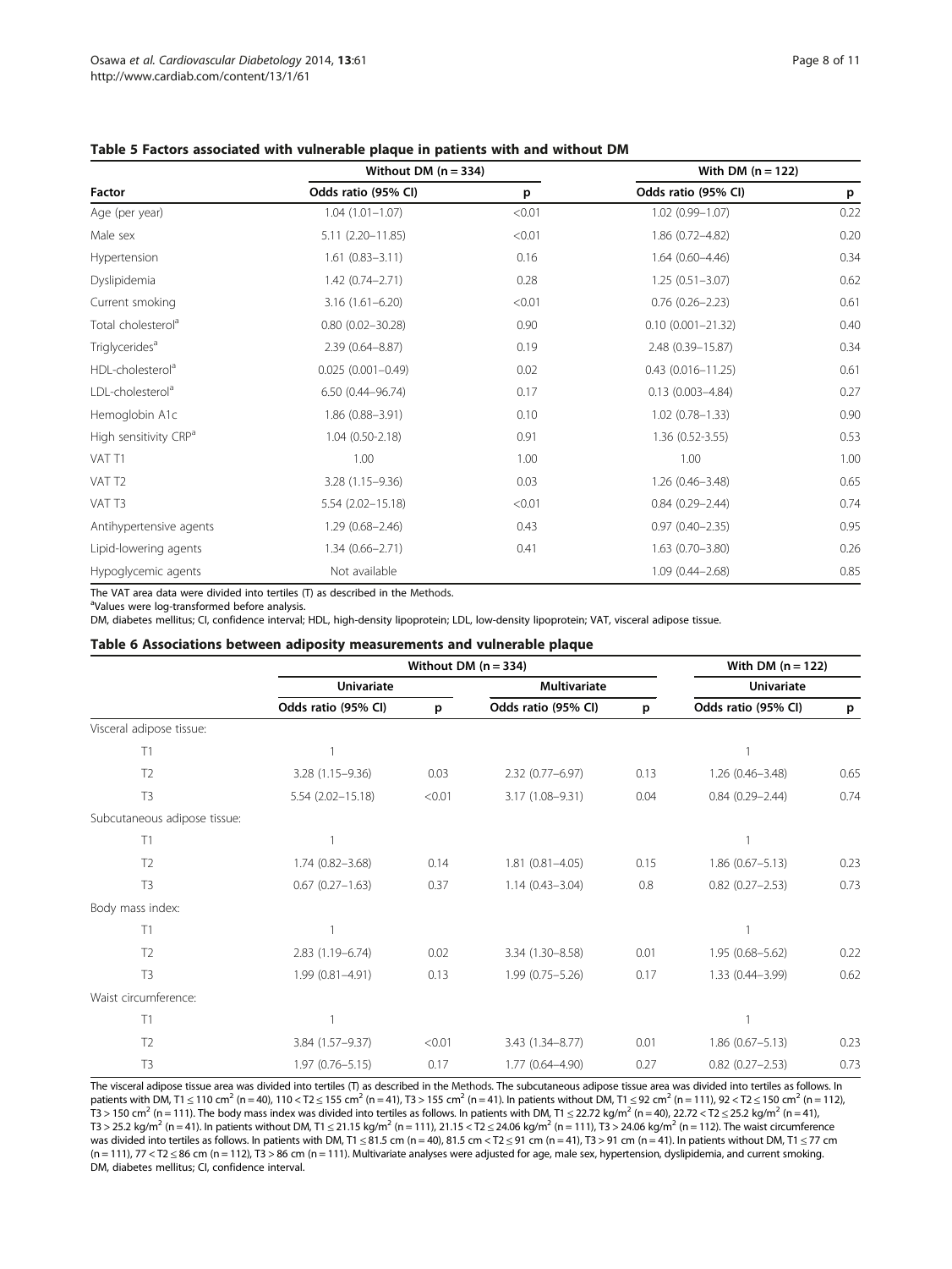**Table 5 Factors associated with vulnerable plaque in patients with and without DM**

| Factor | Without DM (n = 334) | | With DM (n = 122) | |
|---|---|---|---|---|
| | Odds ratio (95% CI) | p | Odds ratio (95% CI) | p |
| Age (per year) | 1.04 (1.01–1.07) | <0.01 | 1.02 (0.99–1.07) | 0.22 |
| Male sex | 5.11 (2.20–11.85) | <0.01 | 1.86 (0.72–4.82) | 0.20 |
| Hypertension | 1.61 (0.83–3.11) | 0.16 | 1.64 (0.60–4.46) | 0.34 |
| Dyslipidemia | 1.42 (0.74–2.71) | 0.28 | 1.25 (0.51–3.07) | 0.62 |
| Current smoking | 3.16 (1.61–6.20) | <0.01 | 0.76 (0.26–2.23) | 0.61 |
| Total cholesterol[a] | 0.80 (0.02–30.28) | 0.90 | 0.10 (0.001–21.32) | 0.40 |
| Triglycerides[a] | 2.39 (0.64–8.87) | 0.19 | 2.48 (0.39–15.87) | 0.34 |
| HDL-cholesterol[a] | 0.025 (0.001–0.49) | 0.02 | 0.43 (0.016–11.25) | 0.61 |
| LDL-cholesterol[a] | 6.50 (0.44–96.74) | 0.17 | 0.13 (0.003–4.84) | 0.27 |
| Hemoglobin A1c | 1.86 (0.88–3.91) | 0.10 | 1.02 (0.78–1.33) | 0.90 |
| High sensitivity CRP[a] | 1.04 (0.50-2.18) | 0.91 | 1.36 (0.52-3.55) | 0.53 |
| VAT T1 | 1.00 | 1.00 | 1.00 | 1.00 |
| VAT T2 | 3.28 (1.15–9.36) | 0.03 | 1.26 (0.46–3.48) | 0.65 |
| VAT T3 | 5.54 (2.02–15.18) | <0.01 | 0.84 (0.29–2.44) | 0.74 |
| Antihypertensive agents | 1.29 (0.68–2.46) | 0.43 | 0.97 (0.40–2.35) | 0.95 |
| Lipid-lowering agents | 1.34 (0.66–2.71) | 0.41 | 1.63 (0.70–3.80) | 0.26 |
| Hypoglycemic agents | Not available | | 1.09 (0.44–2.68) | 0.85 |

The VAT area data were divided into tertiles (T) as described in the Methods.
[a]Values were log-transformed before analysis.
DM, diabetes mellitus; CI, confidence interval; HDL, high-density lipoprotein; LDL, low-density lipoprotein; VAT, visceral adipose tissue.

**Table 6 Associations between adiposity measurements and vulnerable plaque**

| | Without DM (n = 334) | | | | With DM (n = 122) | |
|---|---|---|---|---|---|---|
| | Univariate | | Multivariate | | Univariate | |
| | Odds ratio (95% CI) | p | Odds ratio (95% CI) | p | Odds ratio (95% CI) | p |
| Visceral adipose tissue: | | | | | | |
| T1 | 1 | | | | 1 | |
| T2 | 3.28 (1.15–9.36) | 0.03 | 2.32 (0.77–6.97) | 0.13 | 1.26 (0.46–3.48) | 0.65 |
| T3 | 5.54 (2.02–15.18) | <0.01 | 3.17 (1.08–9.31) | 0.04 | 0.84 (0.29–2.44) | 0.74 |
| Subcutaneous adipose tissue: | | | | | | |
| T1 | 1 | | | | 1 | |
| T2 | 1.74 (0.82–3.68) | 0.14 | 1.81 (0.81–4.05) | 0.15 | 1.86 (0.67–5.13) | 0.23 |
| T3 | 0.67 (0.27–1.63) | 0.37 | 1.14 (0.43–3.04) | 0.8 | 0.82 (0.27–2.53) | 0.73 |
| Body mass index: | | | | | | |
| T1 | 1 | | | | 1 | |
| T2 | 2.83 (1.19–6.74) | 0.02 | 3.34 (1.30–8.58) | 0.01 | 1.95 (0.68–5.62) | 0.22 |
| T3 | 1.99 (0.81–4.91) | 0.13 | 1.99 (0.75–5.26) | 0.17 | 1.33 (0.44–3.99) | 0.62 |
| Waist circumference: | | | | | | |
| T1 | 1 | | | | 1 | |
| T2 | 3.84 (1.57–9.37) | <0.01 | 3.43 (1.34–8.77) | 0.01 | 1.86 (0.67–5.13) | 0.23 |
| T3 | 1.97 (0.76–5.15) | 0.17 | 1.77 (0.64–4.90) | 0.27 | 0.82 (0.27–2.53) | 0.73 |

The visceral adipose tissue area was divided into tertiles (T) as described in the Methods. The subcutaneous adipose tissue area was divided into tertiles as follows. In patients with DM, T1 ≤ 110 $cm^2$ (n = 40), 110 < T2 ≤ 155 $cm^2$ (n = 41), T3 > 155 $cm^2$ (n = 41). In patients without DM, T1 ≤ 92 $cm^2$ (n = 111), 92 < T2 ≤ 150 $cm^2$ (n = 112), T3 > 150 $cm^2$ (n = 111). The body mass index was divided into tertiles as follows. In patients with DM, T1 ≤ 22.72 $kg/m^2$ (n = 40), 22.72 < T2 ≤ 25.2 $kg/m^2$ (n = 41), T3 > 25.2 $kg/m^2$ (n = 41). In patients without DM, T1 ≤ 21.15 $kg/m^2$ (n = 111), 21.15 < T2 ≤ 24.06 $kg/m^2$ (n = 111), T3 > 24.06 $kg/m^2$ (n = 112). The waist circumference was divided into tertiles as follows. In patients with DM, T1 ≤ 81.5 cm (n = 40), 81.5 cm < T2 ≤ 91 cm (n = 41), T3 > 91 cm (n = 41). In patients without DM, T1 ≤ 77 cm (n = 111), 77 < T2 ≤ 86 cm (n = 112), T3 > 86 cm (n = 111). Multivariate analyses were adjusted for age, male sex, hypertension, dyslipidemia, and current smoking.
DM, diabetes mellitus; CI, confidence interval.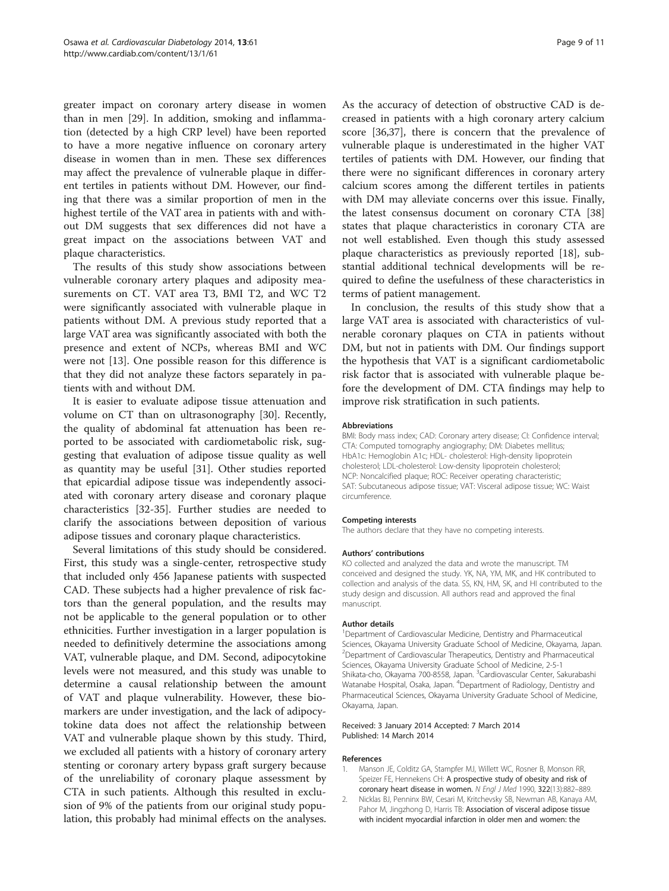greater impact on coronary artery disease in women than in men [29]. In addition, smoking and inflammation (detected by a high CRP level) have been reported to have a more negative influence on coronary artery disease in women than in men. These sex differences may affect the prevalence of vulnerable plaque in different tertiles in patients without DM. However, our finding that there was a similar proportion of men in the highest tertile of the VAT area in patients with and without DM suggests that sex differences did not have a great impact on the associations between VAT and plaque characteristics.

The results of this study show associations between vulnerable coronary artery plaques and adiposity measurements on CT. VAT area T3, BMI T2, and WC T2 were significantly associated with vulnerable plaque in patients without DM. A previous study reported that a large VAT area was significantly associated with both the presence and extent of NCPs, whereas BMI and WC were not [13]. One possible reason for this difference is that they did not analyze these factors separately in patients with and without DM.

It is easier to evaluate adipose tissue attenuation and volume on CT than on ultrasonography [30]. Recently, the quality of abdominal fat attenuation has been reported to be associated with cardiometabolic risk, suggesting that evaluation of adipose tissue quality as well as quantity may be useful [31]. Other studies reported that epicardial adipose tissue was independently associated with coronary artery disease and coronary plaque characteristics [32-35]. Further studies are needed to clarify the associations between deposition of various adipose tissues and coronary plaque characteristics.

Several limitations of this study should be considered. First, this study was a single-center, retrospective study that included only 456 Japanese patients with suspected CAD. These subjects had a higher prevalence of risk factors than the general population, and the results may not be applicable to the general population or to other ethnicities. Further investigation in a larger population is needed to definitively determine the associations among VAT, vulnerable plaque, and DM. Second, adipocytokine levels were not measured, and this study was unable to determine a causal relationship between the amount of VAT and plaque vulnerability. However, these biomarkers are under investigation, and the lack of adipocytokine data does not affect the relationship between VAT and vulnerable plaque shown by this study. Third, we excluded all patients with a history of coronary artery stenting or coronary artery bypass graft surgery because of the unreliability of coronary plaque assessment by CTA in such patients. Although this resulted in exclusion of 9% of the patients from our original study population, this probably had minimal effects on the analyses.

As the accuracy of detection of obstructive CAD is decreased in patients with a high coronary artery calcium score [36,37], there is concern that the prevalence of vulnerable plaque is underestimated in the higher VAT tertiles of patients with DM. However, our finding that there were no significant differences in coronary artery calcium scores among the different tertiles in patients with DM may alleviate concerns over this issue. Finally, the latest consensus document on coronary CTA [38] states that plaque characteristics in coronary CTA are not well established. Even though this study assessed plaque characteristics as previously reported [18], substantial additional technical developments will be required to define the usefulness of these characteristics in terms of patient management.

In conclusion, the results of this study show that a large VAT area is associated with characteristics of vulnerable coronary plaques on CTA in patients without DM, but not in patients with DM. Our findings support the hypothesis that VAT is a significant cardiometabolic risk factor that is associated with vulnerable plaque before the development of DM. CTA findings may help to improve risk stratification in such patients.

#### Abbreviations

BMI: Body mass index; CAD: Coronary artery disease; CI: Confidence interval; CTA: Computed tomography angiography; DM: Diabetes mellitus; HbA1c: Hemoglobin A1c; HDL- cholesterol: High-density lipoprotein cholesterol; LDL-cholesterol: Low-density lipoprotein cholesterol; NCP: Noncalcified plaque; ROC: Receiver operating characteristic; SAT: Subcutaneous adipose tissue; VAT: Visceral adipose tissue; WC: Waist circumference.

#### Competing interests

The authors declare that they have no competing interests.

#### Authors' contributions

KO collected and analyzed the data and wrote the manuscript. TM conceived and designed the study. YK, NA, YM, MK, and HK contributed to collection and analysis of the data. SS, KN, HM, SK, and HI contributed to the study design and discussion. All authors read and approved the final manuscript.

#### Author details

[1]Department of Cardiovascular Medicine, Dentistry and Pharmaceutical Sciences, Okayama University Graduate School of Medicine, Okayama, Japan. [2]Department of Cardiovascular Therapeutics, Dentistry and Pharmaceutical Sciences, Okayama University Graduate School of Medicine, 2-5-1 Shikata-cho, Okayama 700-8558, Japan. [3]Cardiovascular Center, Sakurabashi Watanabe Hospital, Osaka, Japan. [4]Department of Radiology, Dentistry and Pharmaceutical Sciences, Okayama University Graduate School of Medicine, Okayama, Japan.

Received: 3 January 2014 Accepted: 7 March 2014
Published: 14 March 2014

#### References

1. Manson JE, Colditz GA, Stampfer MJ, Willett WC, Rosner B, Monson RR, Speizer FE, Hennekens CH: **A prospective study of obesity and risk of coronary heart disease in women.** *N Engl J Med* 1990, **322**(13):882–889.
2. Nicklas BJ, Penninx BW, Cesari M, Kritchevsky SB, Newman AB, Kanaya AM, Pahor M, Jingzhong D, Harris TB: **Association of visceral adipose tissue with incident myocardial infarction in older men and women: the**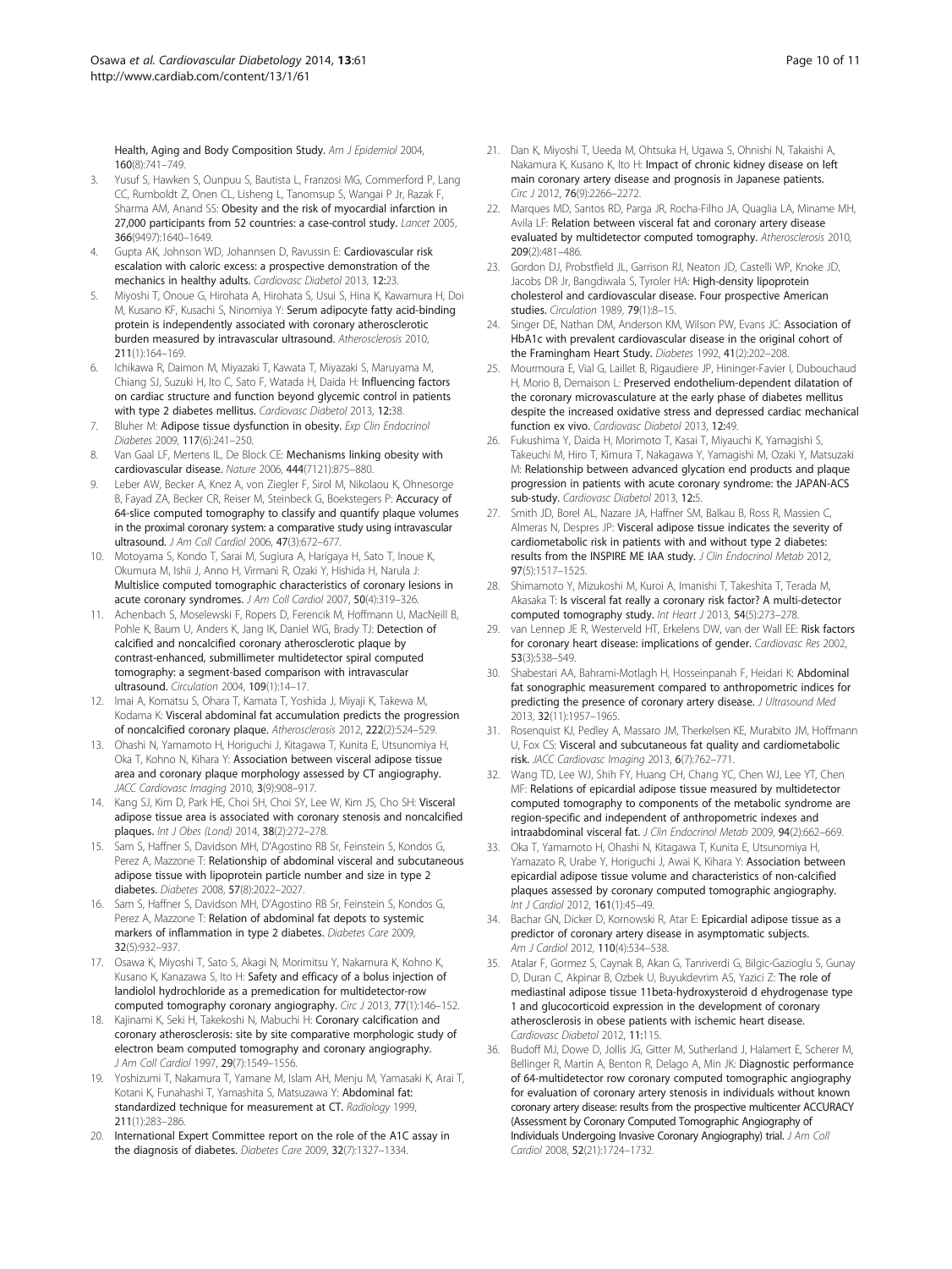Health, Aging and Body Composition Study. *Am J Epidemiol* 2004, 160(8):741–749.

3. Yusuf S, Hawken S, Ounpuu S, Bautista L, Franzosi MG, Commerford P, Lang CC, Rumboldt Z, Onen CL, Lisheng L, Tanomsup S, Wangai P Jr, Razak F, Sharma AM, Anand SS: **Obesity and the risk of myocardial infarction in 27,000 participants from 52 countries: a case-control study.** *Lancet* 2005, 366(9497):1640–1649.
4. Gupta AK, Johnson WD, Johannsen D, Ravussin E: **Cardiovascular risk escalation with caloric excess: a prospective demonstration of the mechanics in healthy adults.** *Cardiovasc Diabetol* 2013, 12:23.
5. Miyoshi T, Onoue G, Hirohata A, Hirohata S, Usui S, Hina K, Kawamura H, Doi M, Kusano KF, Kusachi S, Ninomiya Y: **Serum adipocyte fatty acid-binding protein is independently associated with coronary atherosclerotic burden measured by intravascular ultrasound.** *Atherosclerosis* 2010, 211(1):164–169.
6. Ichikawa R, Daimon M, Miyazaki T, Kawata T, Miyazaki S, Maruyama M, Chiang SJ, Suzuki H, Ito C, Sato F, Watada H, Daida H: **Influencing factors on cardiac structure and function beyond glycemic control in patients with type 2 diabetes mellitus.** *Cardiovasc Diabetol* 2013, 12:38.
7. Bluher M: **Adipose tissue dysfunction in obesity.** *Exp Clin Endocrinol Diabetes* 2009, 117(6):241–250.
8. Van Gaal LF, Mertens IL, De Block CE: **Mechanisms linking obesity with cardiovascular disease.** *Nature* 2006, 444(7121):875–880.
9. Leber AW, Becker A, Knez A, von Ziegler F, Sirol M, Nikolaou K, Ohnesorge B, Fayad ZA, Becker CR, Reiser M, Steinbeck G, Boekstegers P: **Accuracy of 64-slice computed tomography to classify and quantify plaque volumes in the proximal coronary system: a comparative study using intravascular ultrasound.** *J Am Coll Cardiol* 2006, 47(3):672–677.
10. Motoyama S, Kondo T, Sarai M, Sugiura A, Harigaya H, Sato T, Inoue K, Okumura M, Ishii J, Anno H, Virmani R, Ozaki Y, Hishida H, Narula J: **Multislice computed tomographic characteristics of coronary lesions in acute coronary syndromes.** *J Am Coll Cardiol* 2007, 50(4):319–326.
11. Achenbach S, Moselewski F, Ropers D, Ferencik M, Hoffmann U, MacNeill B, Pohle K, Baum U, Anders K, Jang IK, Daniel WG, Brady TJ: **Detection of calcified and noncalcified coronary atherosclerotic plaque by contrast-enhanced, submillimeter multidetector spiral computed tomography: a segment-based comparison with intravascular ultrasound.** *Circulation* 2004, 109(1):14–17.
12. Imai A, Komatsu S, Ohara T, Kamata T, Yoshida J, Miyaji K, Takewa M, Kodama K: **Visceral abdominal fat accumulation predicts the progression of noncalcified coronary plaque.** *Atherosclerosis* 2012, 222(2):524–529.
13. Ohashi N, Yamamoto H, Horiguchi J, Kitagawa T, Kunita E, Utsunomiya H, Oka T, Kohno N, Kihara Y: **Association between visceral adipose tissue area and coronary plaque morphology assessed by CT angiography.** *JACC Cardiovasc Imaging* 2010, 3(9):908–917.
14. Kang SJ, Kim D, Park HE, Choi SH, Choi SY, Lee W, Kim JS, Cho SH: **Visceral adipose tissue area is associated with coronary stenosis and noncalcified plaques.** *Int J Obes (Lond)* 2014, 38(2):272–278.
15. Sam S, Haffner S, Davidson MH, D'Agostino RB Sr, Feinstein S, Kondos G, Perez A, Mazzone T: **Relationship of abdominal visceral and subcutaneous adipose tissue with lipoprotein particle number and size in type 2 diabetes.** *Diabetes* 2008, 57(8):2022–2027.
16. Sam S, Haffner S, Davidson MH, D'Agostino RB Sr, Feinstein S, Kondos G, Perez A, Mazzone T: **Relation of abdominal fat depots to systemic markers of inflammation in type 2 diabetes.** *Diabetes Care* 2009, 32(5):932–937.
17. Osawa K, Miyoshi T, Sato S, Akagi N, Morimitsu Y, Nakamura K, Kohno K, Kusano K, Kanazawa S, Ito H: **Safety and efficacy of a bolus injection of landiolol hydrochloride as a premedication for multidetector-row computed tomography coronary angiography.** *Circ J* 2013, 77(1):146–152.
18. Kajinami K, Seki H, Takekoshi N, Mabuchi H: **Coronary calcification and coronary atherosclerosis: site by site comparative morphologic study of electron beam computed tomography and coronary angiography.** *J Am Coll Cardiol* 1997, 29(7):1549–1556.
19. Yoshizumi T, Nakamura T, Yamane M, Islam AH, Menju M, Yamasaki K, Arai T, Kotani K, Funahashi T, Yamashita S, Matsuzawa Y: **Abdominal fat: standardized technique for measurement at CT.** *Radiology* 1999, 211(1):283–286.
20. International Expert Committee report on the role of the A1C assay in the diagnosis of diabetes. *Diabetes Care* 2009, 32(7):1327–1334.
21. Dan K, Miyoshi T, Ueeda M, Ohtsuka H, Ugawa S, Ohnishi N, Takaishi A, Nakamura K, Kusano K, Ito H: **Impact of chronic kidney disease on left main coronary artery disease and prognosis in Japanese patients.** *Circ J* 2012, 76(9):2266–2272.
22. Marques MD, Santos RD, Parga JR, Rocha-Filho JA, Quaglia LA, Miname MH, Avila LF: **Relation between visceral fat and coronary artery disease evaluated by multidetector computed tomography.** *Atherosclerosis* 2010, 209(2):481–486.
23. Gordon DJ, Probstfield JL, Garrison RJ, Neaton JD, Castelli WP, Knoke JD, Jacobs DR Jr, Bangdiwala S, Tyroler HA: **High-density lipoprotein cholesterol and cardiovascular disease. Four prospective American studies.** *Circulation* 1989, 79(1):8–15.
24. Singer DE, Nathan DM, Anderson KM, Wilson PW, Evans JC: **Association of HbA1c with prevalent cardiovascular disease in the original cohort of the Framingham Heart Study.** *Diabetes* 1992, 41(2):202–208.
25. Mourmoura E, Vial G, Laillet B, Rigaudiere JP, Hininger-Favier I, Dubouchaud H, Morio B, Demaison L: **Preserved endothelium-dependent dilatation of the coronary microvasculature at the early phase of diabetes mellitus despite the increased oxidative stress and depressed cardiac mechanical function ex vivo.** *Cardiovasc Diabetol* 2013, 12:49.
26. Fukushima Y, Daida H, Morimoto T, Kasai T, Miyauchi K, Yamagishi S, Takeuchi M, Hiro T, Kimura T, Nakagawa Y, Yamagishi M, Ozaki Y, Matsuzaki M: **Relationship between advanced glycation end products and plaque progression in patients with acute coronary syndrome: the JAPAN-ACS sub-study.** *Cardiovasc Diabetol* 2013, 12:5.
27. Smith JD, Borel AL, Nazare JA, Haffner SM, Balkau B, Ross R, Massien C, Almeras N, Despres JP: **Visceral adipose tissue indicates the severity of cardiometabolic risk in patients with and without type 2 diabetes: results from the INSPIRE ME IAA study.** *J Clin Endocrinol Metab* 2012, 97(5):1517–1525.
28. Shimamoto Y, Mizukoshi M, Kuroi A, Imanishi T, Takeshita T, Terada M, Akasaka T: **Is visceral fat really a coronary risk factor? A multi-detector computed tomography study.** *Int Heart J* 2013, 54(5):273–278.
29. van Lennep JE R, Westerveld HT, Erkelens DW, van der Wall EE: **Risk factors for coronary heart disease: implications of gender.** *Cardiovasc Res* 2002, 53(3):538–549.
30. Shabestari AA, Bahrami-Motlagh H, Hosseinpanah F, Heidari K: **Abdominal fat sonographic measurement compared to anthropometric indices for predicting the presence of coronary artery disease.** *J Ultrasound Med* 2013, 32(11):1957–1965.
31. Rosenquist KJ, Pedley A, Massaro JM, Therkelsen KE, Murabito JM, Hoffmann U, Fox CS: **Visceral and subcutaneous fat quality and cardiometabolic risk.** *JACC Cardiovasc Imaging* 2013, 6(7):762–771.
32. Wang TD, Lee WJ, Shih FY, Huang CH, Chang YC, Chen WJ, Lee YT, Chen MF: **Relations of epicardial adipose tissue measured by multidetector computed tomography to components of the metabolic syndrome are region-specific and independent of anthropometric indexes and intraabdominal visceral fat.** *J Clin Endocrinol Metab* 2009, 94(2):662–669.
33. Oka T, Yamamoto H, Ohashi N, Kitagawa T, Kunita E, Utsunomiya H, Yamazato R, Urabe Y, Horiguchi J, Awai K, Kihara Y: **Association between epicardial adipose tissue volume and characteristics of non-calcified plaques assessed by coronary computed tomographic angiography.** *Int J Cardiol* 2012, 161(1):45–49.
34. Bachar GN, Dicker D, Kornowski R, Atar E: **Epicardial adipose tissue as a predictor of coronary artery disease in asymptomatic subjects.** *Am J Cardiol* 2012, 110(4):534–538.
35. Atalar F, Gormez S, Caynak B, Akan G, Tanriverdi G, Bilgic-Gazioglu S, Gunay D, Duran C, Akpinar B, Ozbek U, Buyukdevrim AS, Yazici Z: **The role of mediastinal adipose tissue 11beta-hydroxysteroid d ehydrogenase type 1 and glucocorticoid expression in the development of coronary atherosclerosis in obese patients with ischemic heart disease.** *Cardiovasc Diabetol* 2012, 11:115.
36. Budoff MJ, Dowe D, Jollis JG, Gitter M, Sutherland J, Halamert E, Scherer M, Bellinger R, Martin A, Benton R, Delago A, Min JK: **Diagnostic performance of 64-multidetector row coronary computed tomographic angiography for evaluation of coronary artery stenosis in individuals without known coronary artery disease: results from the prospective multicenter ACCURACY (Assessment by Coronary Computed Tomographic Angiography of Individuals Undergoing Invasive Coronary Angiography) trial.** *J Am Coll Cardiol* 2008, 52(21):1724–1732.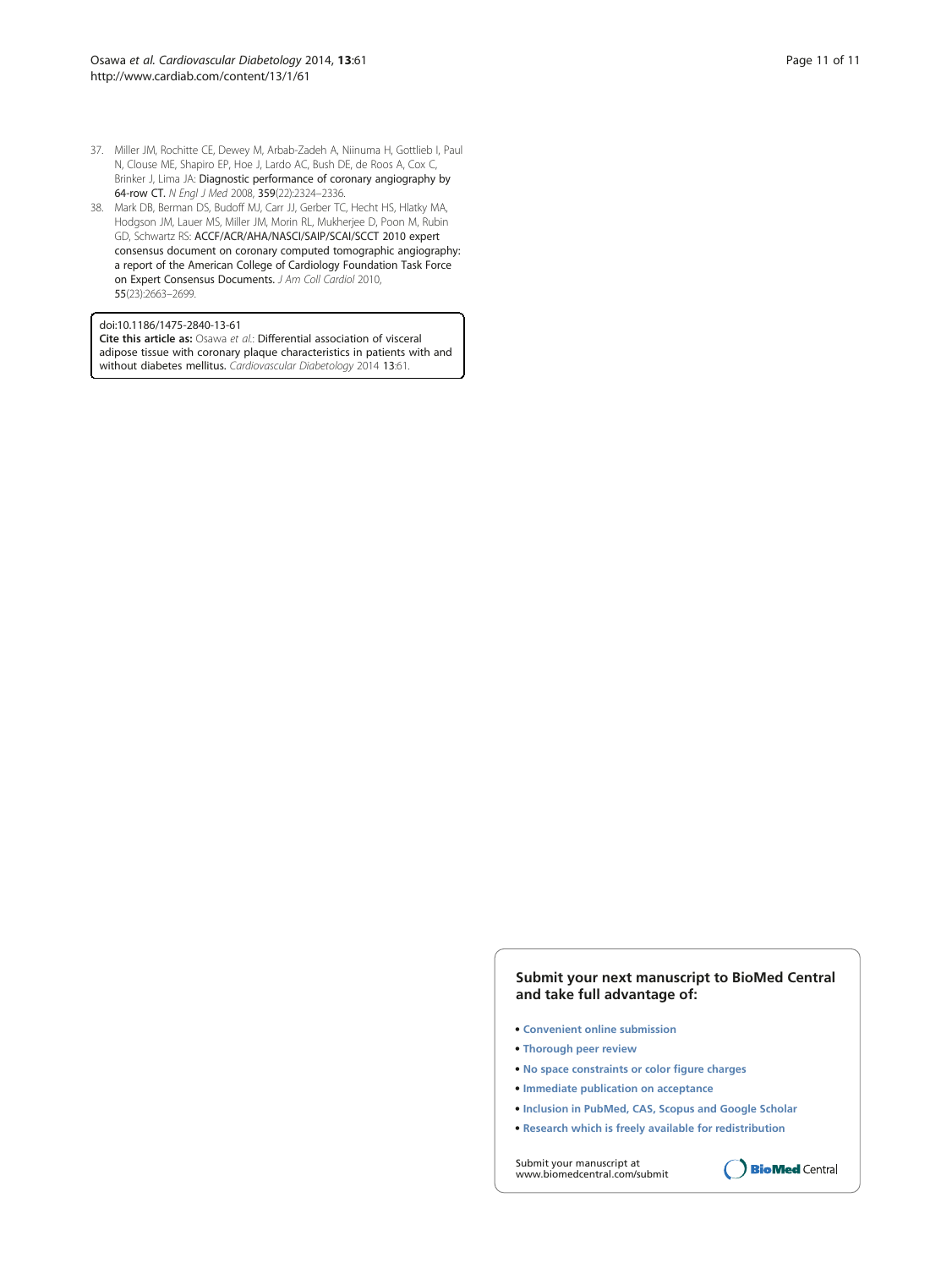37. Miller JM, Rochitte CE, Dewey M, Arbab-Zadeh A, Niinuma H, Gottlieb I, Paul N, Clouse ME, Shapiro EP, Hoe J, Lardo AC, Bush DE, de Roos A, Cox C, Brinker J, Lima JA: **Diagnostic performance of coronary angiography by 64-row CT.** *N Engl J Med* 2008, **359**(22):2324–2336.
38. Mark DB, Berman DS, Budoff MJ, Carr JJ, Gerber TC, Hecht HS, Hlatky MA, Hodgson JM, Lauer MS, Miller JM, Morin RL, Mukherjee D, Poon M, Rubin GD, Schwartz RS: **ACCF/ACR/AHA/NASCI/SAIP/SCAI/SCCT 2010 expert consensus document on coronary computed tomographic angiography: a report of the American College of Cardiology Foundation Task Force on Expert Consensus Documents.** *J Am Coll Cardiol* 2010, **55**(23):2663–2699.

doi:10.1186/1475-2840-13-61

**Cite this article as:** Osawa *et al.*: Differential association of visceral adipose tissue with coronary plaque characteristics in patients with and without diabetes mellitus. *Cardiovascular Diabetology* 2014 **13**:61.

**Submit your next manuscript to BioMed Central and take full advantage of:**

- **Convenient online submission**
- **Thorough peer review**
- **No space constraints or color figure charges**
- **Immediate publication on acceptance**
- **Inclusion in PubMed, CAS, Scopus and Google Scholar**
- **Research which is freely available for redistribution**

Submit your manuscript at
www.biomedcentral.com/submit

BioMed Central